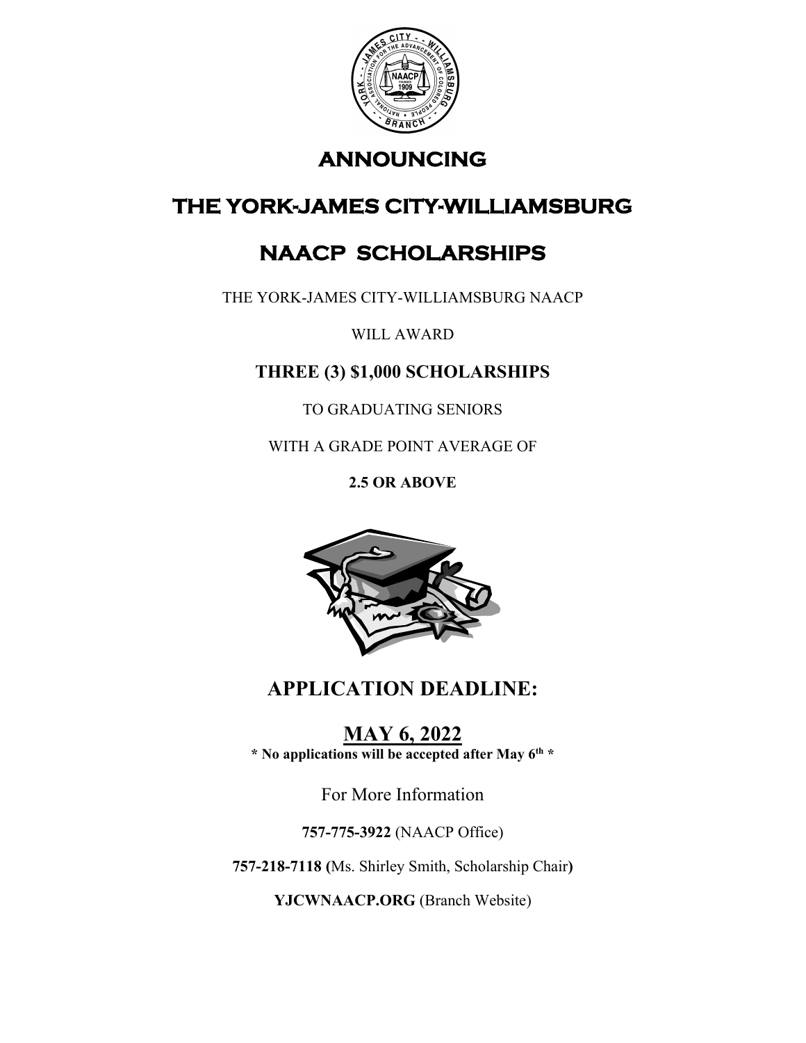# ANNOUNCING

# THE YORK-JAMES CITY-WILLIAMSBURG

# NAACP SCHOLARSHIPS

THE YORK-JAMES CITY-WILLIAMSBURG NAACP

WILL AWARD

**THREE (3) $1,000 SCHOLARSHIPS**

TO GRADUATING SENIORS

WITH A GRADE POINT AVERAGE OF

**2.5 OR ABOVE**

## APPLICATION DEADLINE:

## MAY 6, 2022

**\* No applications will be accepted after May 6th \***

For More Information

**757-775-3922** (NAACP Office)

**757-218-7118 (**Ms. Shirley Smith, Scholarship Chair**)**

**YJCWNAACP.ORG** (Branch Website)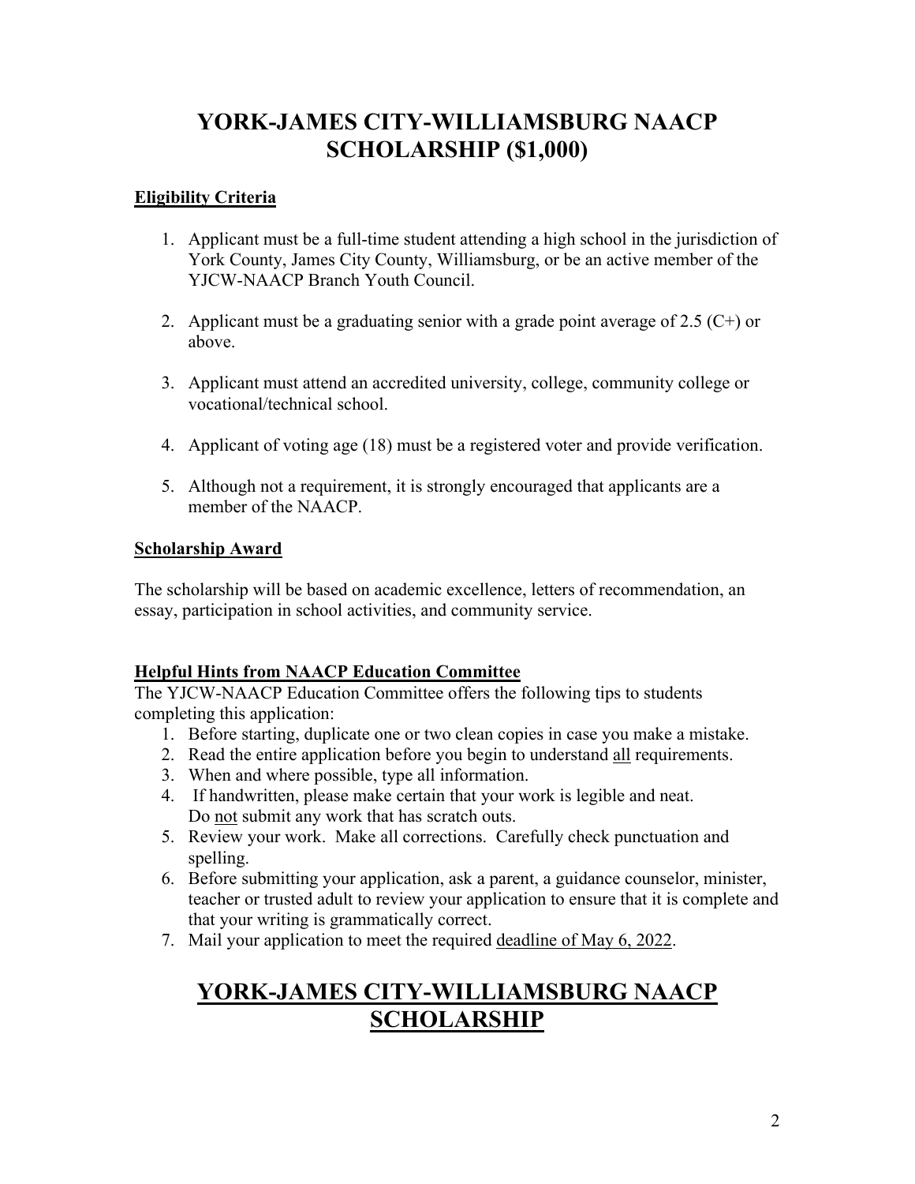# YORK-JAMES CITY-WILLIAMSBURG NAACP SCHOLARSHIP ($1,000)

**Eligibility Criteria**

1. Applicant must be a full-time student attending a high school in the jurisdiction of York County, James City County, Williamsburg, or be an active member of the YJCW-NAACP Branch Youth Council.

2. Applicant must be a graduating senior with a grade point average of 2.5 (C+) or above.

3. Applicant must attend an accredited university, college, community college or vocational/technical school.

4. Applicant of voting age (18) must be a registered voter and provide verification.

5. Although not a requirement, it is strongly encouraged that applicants are a member of the NAACP.

**Scholarship Award**

The scholarship will be based on academic excellence, letters of recommendation, an essay, participation in school activities, and community service.

**Helpful Hints from NAACP Education Committee**

The YJCW-NAACP Education Committee offers the following tips to students completing this application:

1. Before starting, duplicate one or two clean copies in case you make a mistake.
2. Read the entire application before you begin to understand all requirements.
3. When and where possible, type all information.
4. If handwritten, please make certain that your work is legible and neat. Do not submit any work that has scratch outs.
5. Review your work. Make all corrections. Carefully check punctuation and spelling.
6. Before submitting your application, ask a parent, a guidance counselor, minister, teacher or trusted adult to review your application to ensure that it is complete and that your writing is grammatically correct.
7. Mail your application to meet the required deadline of May 6, 2022.

# YORK-JAMES CITY-WILLIAMSBURG NAACP SCHOLARSHIP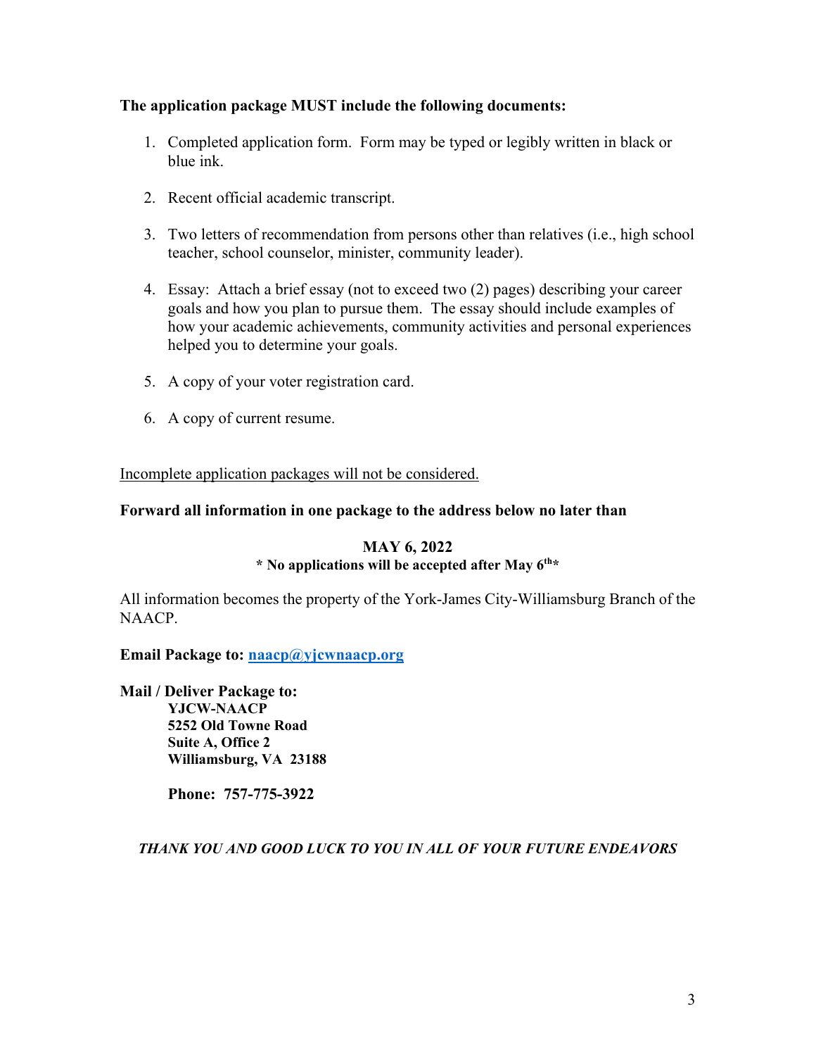**The application package MUST include the following documents:**

1. Completed application form. Form may be typed or legibly written in black or blue ink.

2. Recent official academic transcript.

3. Two letters of recommendation from persons other than relatives (i.e., high school teacher, school counselor, minister, community leader).

4. Essay: Attach a brief essay (not to exceed two (2) pages) describing your career goals and how you plan to pursue them. The essay should include examples of how your academic achievements, community activities and personal experiences helped you to determine your goals.

5. A copy of your voter registration card.

6. A copy of current resume.

Incomplete application packages will not be considered.

**Forward all information in one package to the address below no later than**

**MAY 6, 2022**

**\* No applications will be accepted after May 6th\***

All information becomes the property of the York-James City-Williamsburg Branch of the NAACP.

**Email Package to: naacp@yjcwnaacp.org**

**Mail / Deliver Package to:**
**YJCW-NAACP**
**5252 Old Towne Road**
**Suite A, Office 2**
**Williamsburg, VA 23188**

**Phone: 757-775-3922**

***THANK YOU AND GOOD LUCK TO YOU IN ALL OF YOUR FUTURE ENDEAVORS***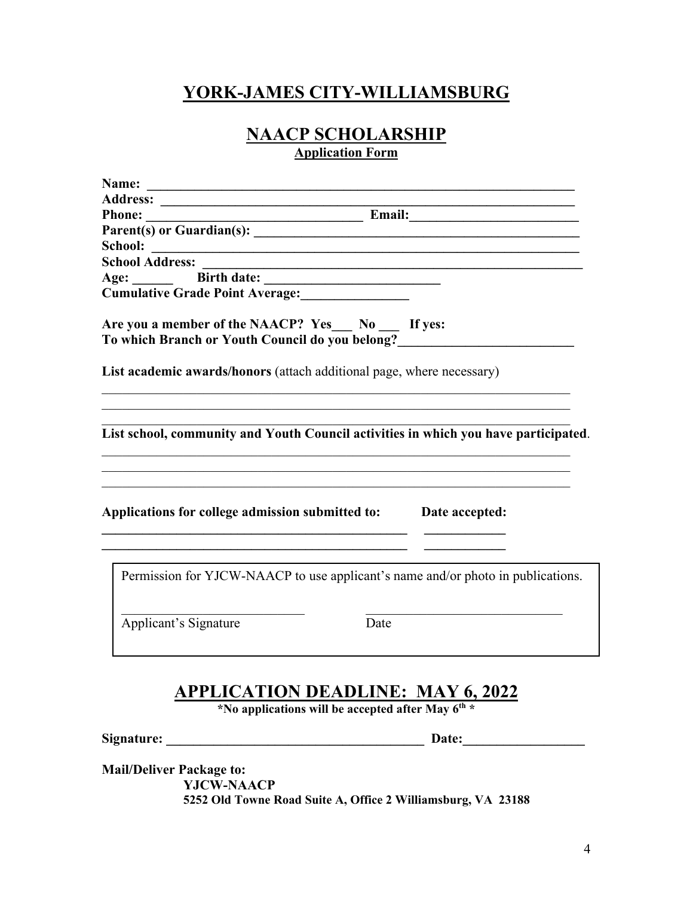# YORK-JAMES CITY-WILLIAMSBURG

## NAACP SCHOLARSHIP

**Application Form**

**Name:** ______________________________________________________________

**Address:** ____________________________________________________________

**Phone:** _______________________________ **Email:**_________________________

**Parent(s) or Guardian(s):** _____________________________________________

**School:** ______________________________________________________________

**School Address:** _______________________________________________________

**Age:** ______ **Birth date:** __________________________

**Cumulative Grade Point Average:**________________

**Are you a member of the NAACP? Yes___ No ___ If yes:**
**To which Branch or Youth Council do you belong?**___________________________

**List academic awards/honors** (attach additional page, where necessary)

_________________________________________________________________________
_________________________________________________________________________
_________________________________________________________________________

**List school, community and Youth Council activities in which you have participated**.

_________________________________________________________________________
_________________________________________________________________________
_________________________________________________________________________

**Applications for college admission submitted to:** **Date accepted:**

_______________________________________________ ____________
_______________________________________________ ____________

Permission for YJCW-NAACP to use applicant's name and/or photo in publications.

_____________________________ _____________________________
Applicant's Signature Date

## APPLICATION DEADLINE: MAY 6, 2022

**\*No applications will be accepted after May 6th \***

**Signature:** ________________________________________ **Date:**__________________

**Mail/Deliver Package to:**
**YJCW-NAACP**
**5252 Old Towne Road Suite A, Office 2 Williamsburg, VA 23188**